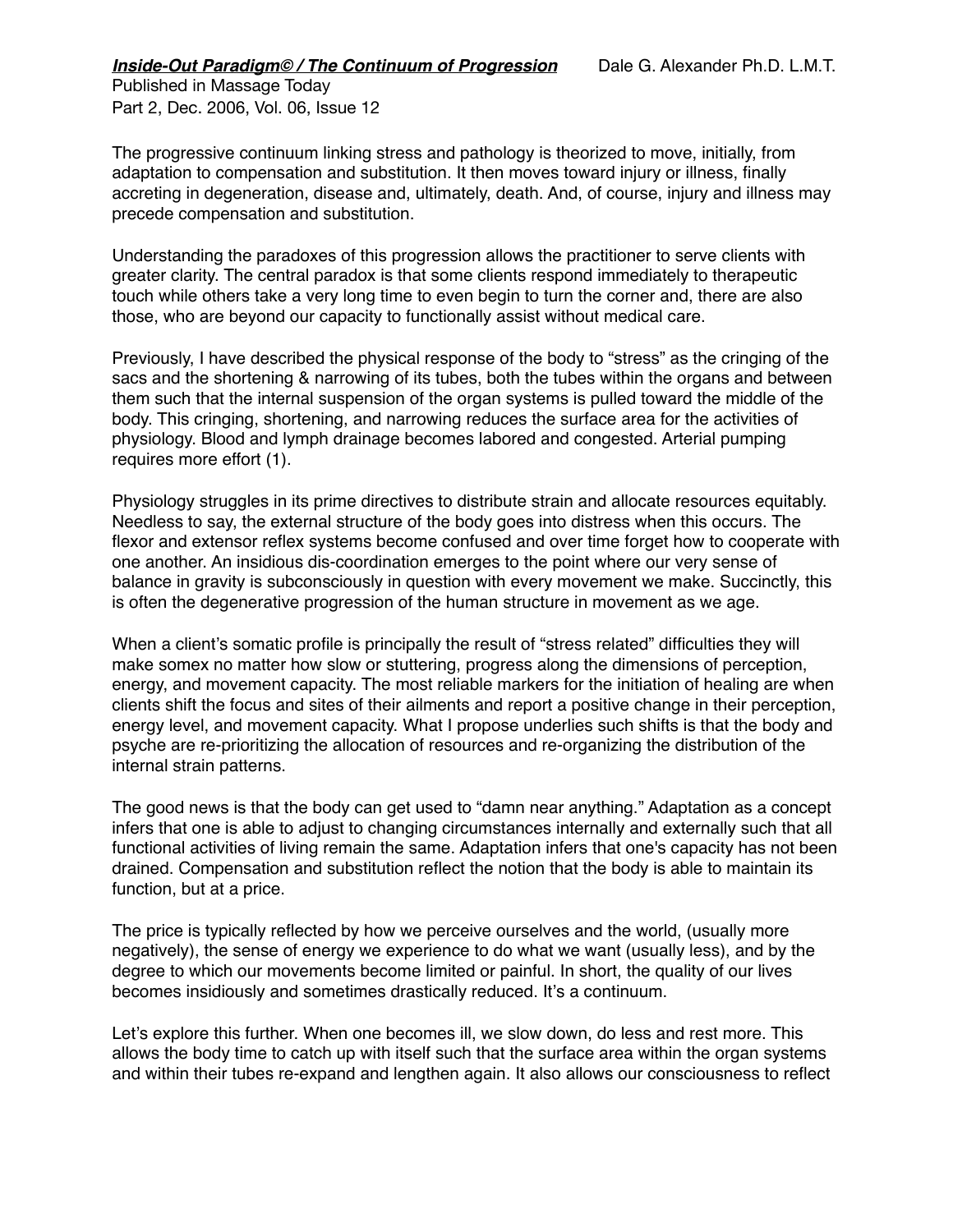***Inside-Out Paradigm© / The Continuum of Progression*** Dale G. Alexander Ph.D. L.M.T.

Published in Massage Today
Part 2, Dec. 2006, Vol. 06, Issue 12

The progressive continuum linking stress and pathology is theorized to move, initially, from adaptation to compensation and substitution. It then moves toward injury or illness, finally accreting in degeneration, disease and, ultimately, death. And, of course, injury and illness may precede compensation and substitution.

Understanding the paradoxes of this progression allows the practitioner to serve clients with greater clarity. The central paradox is that some clients respond immediately to therapeutic touch while others take a very long time to even begin to turn the corner and, there are also those, who are beyond our capacity to functionally assist without medical care.

Previously, I have described the physical response of the body to "stress" as the cringing of the sacs and the shortening & narrowing of its tubes, both the tubes within the organs and between them such that the internal suspension of the organ systems is pulled toward the middle of the body. This cringing, shortening, and narrowing reduces the surface area for the activities of physiology. Blood and lymph drainage becomes labored and congested. Arterial pumping requires more effort (1).

Physiology struggles in its prime directives to distribute strain and allocate resources equitably. Needless to say, the external structure of the body goes into distress when this occurs. The flexor and extensor reflex systems become confused and over time forget how to cooperate with one another. An insidious dis-coordination emerges to the point where our very sense of balance in gravity is subconsciously in question with every movement we make. Succinctly, this is often the degenerative progression of the human structure in movement as we age.

When a client's somatic profile is principally the result of "stress related" difficulties they will make somex no matter how slow or stuttering, progress along the dimensions of perception, energy, and movement capacity. The most reliable markers for the initiation of healing are when clients shift the focus and sites of their ailments and report a positive change in their perception, energy level, and movement capacity. What I propose underlies such shifts is that the body and psyche are re-prioritizing the allocation of resources and re-organizing the distribution of the internal strain patterns.

The good news is that the body can get used to "damn near anything." Adaptation as a concept infers that one is able to adjust to changing circumstances internally and externally such that all functional activities of living remain the same. Adaptation infers that one's capacity has not been drained. Compensation and substitution reflect the notion that the body is able to maintain its function, but at a price.

The price is typically reflected by how we perceive ourselves and the world, (usually more negatively), the sense of energy we experience to do what we want (usually less), and by the degree to which our movements become limited or painful. In short, the quality of our lives becomes insidiously and sometimes drastically reduced. It's a continuum.

Let's explore this further. When one becomes ill, we slow down, do less and rest more. This allows the body time to catch up with itself such that the surface area within the organ systems and within their tubes re-expand and lengthen again. It also allows our consciousness to reflect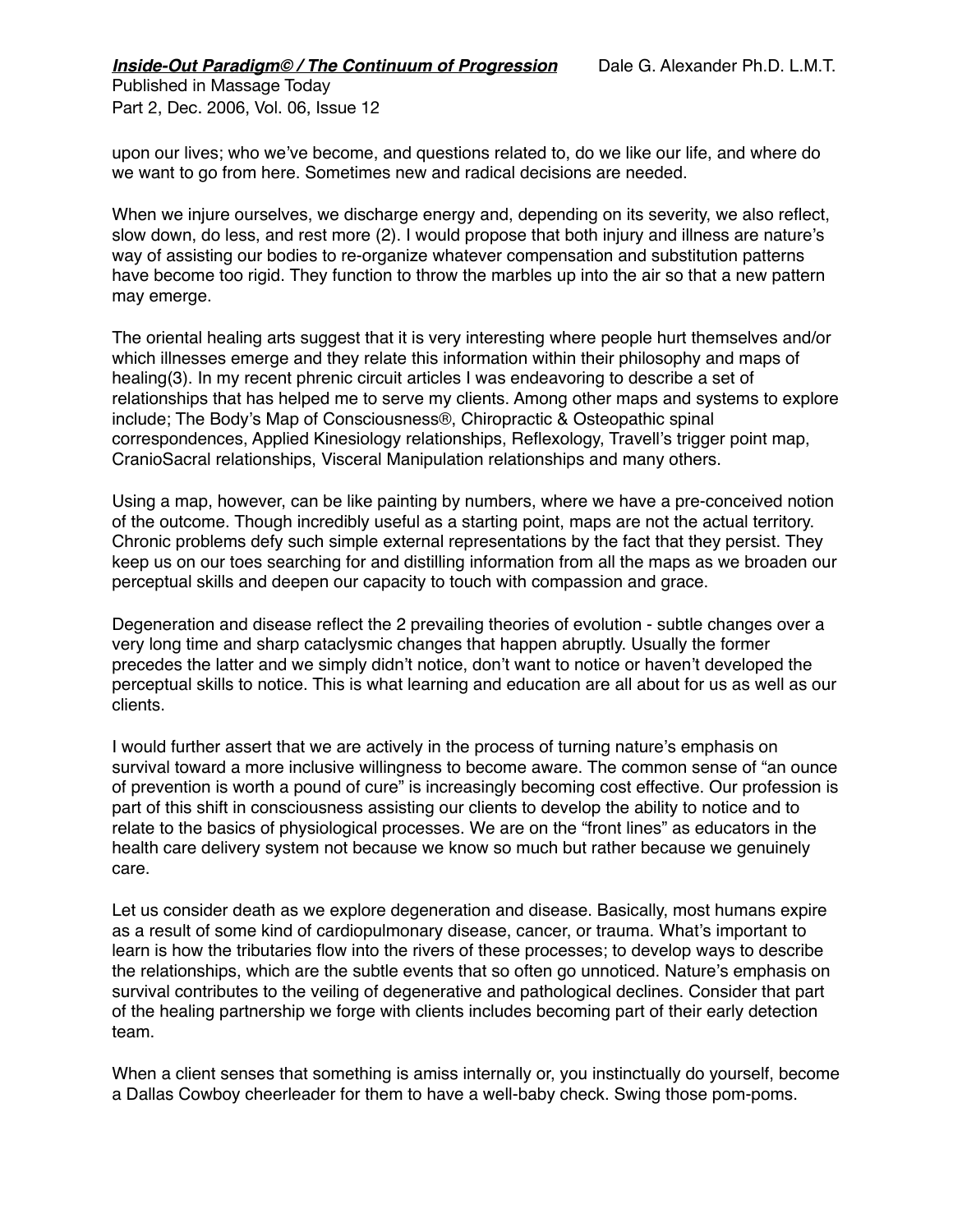upon our lives; who we've become, and questions related to, do we like our life, and where do we want to go from here. Sometimes new and radical decisions are needed.

When we injure ourselves, we discharge energy and, depending on its severity, we also reflect, slow down, do less, and rest more (2). I would propose that both injury and illness are nature's way of assisting our bodies to re-organize whatever compensation and substitution patterns have become too rigid. They function to throw the marbles up into the air so that a new pattern may emerge.

The oriental healing arts suggest that it is very interesting where people hurt themselves and/or which illnesses emerge and they relate this information within their philosophy and maps of healing(3). In my recent phrenic circuit articles I was endeavoring to describe a set of relationships that has helped me to serve my clients. Among other maps and systems to explore include; The Body's Map of Consciousness®, Chiropractic & Osteopathic spinal correspondences, Applied Kinesiology relationships, Reflexology, Travell's trigger point map, CranioSacral relationships, Visceral Manipulation relationships and many others.

Using a map, however, can be like painting by numbers, where we have a pre-conceived notion of the outcome. Though incredibly useful as a starting point, maps are not the actual territory. Chronic problems defy such simple external representations by the fact that they persist. They keep us on our toes searching for and distilling information from all the maps as we broaden our perceptual skills and deepen our capacity to touch with compassion and grace.

Degeneration and disease reflect the 2 prevailing theories of evolution - subtle changes over a very long time and sharp cataclysmic changes that happen abruptly. Usually the former precedes the latter and we simply didn't notice, don't want to notice or haven't developed the perceptual skills to notice. This is what learning and education are all about for us as well as our clients.

I would further assert that we are actively in the process of turning nature's emphasis on survival toward a more inclusive willingness to become aware. The common sense of "an ounce of prevention is worth a pound of cure" is increasingly becoming cost effective. Our profession is part of this shift in consciousness assisting our clients to develop the ability to notice and to relate to the basics of physiological processes. We are on the "front lines" as educators in the health care delivery system not because we know so much but rather because we genuinely care.

Let us consider death as we explore degeneration and disease. Basically, most humans expire as a result of some kind of cardiopulmonary disease, cancer, or trauma. What's important to learn is how the tributaries flow into the rivers of these processes; to develop ways to describe the relationships, which are the subtle events that so often go unnoticed. Nature's emphasis on survival contributes to the veiling of degenerative and pathological declines. Consider that part of the healing partnership we forge with clients includes becoming part of their early detection team.

When a client senses that something is amiss internally or, you instinctually do yourself, become a Dallas Cowboy cheerleader for them to have a well-baby check. Swing those pom-poms.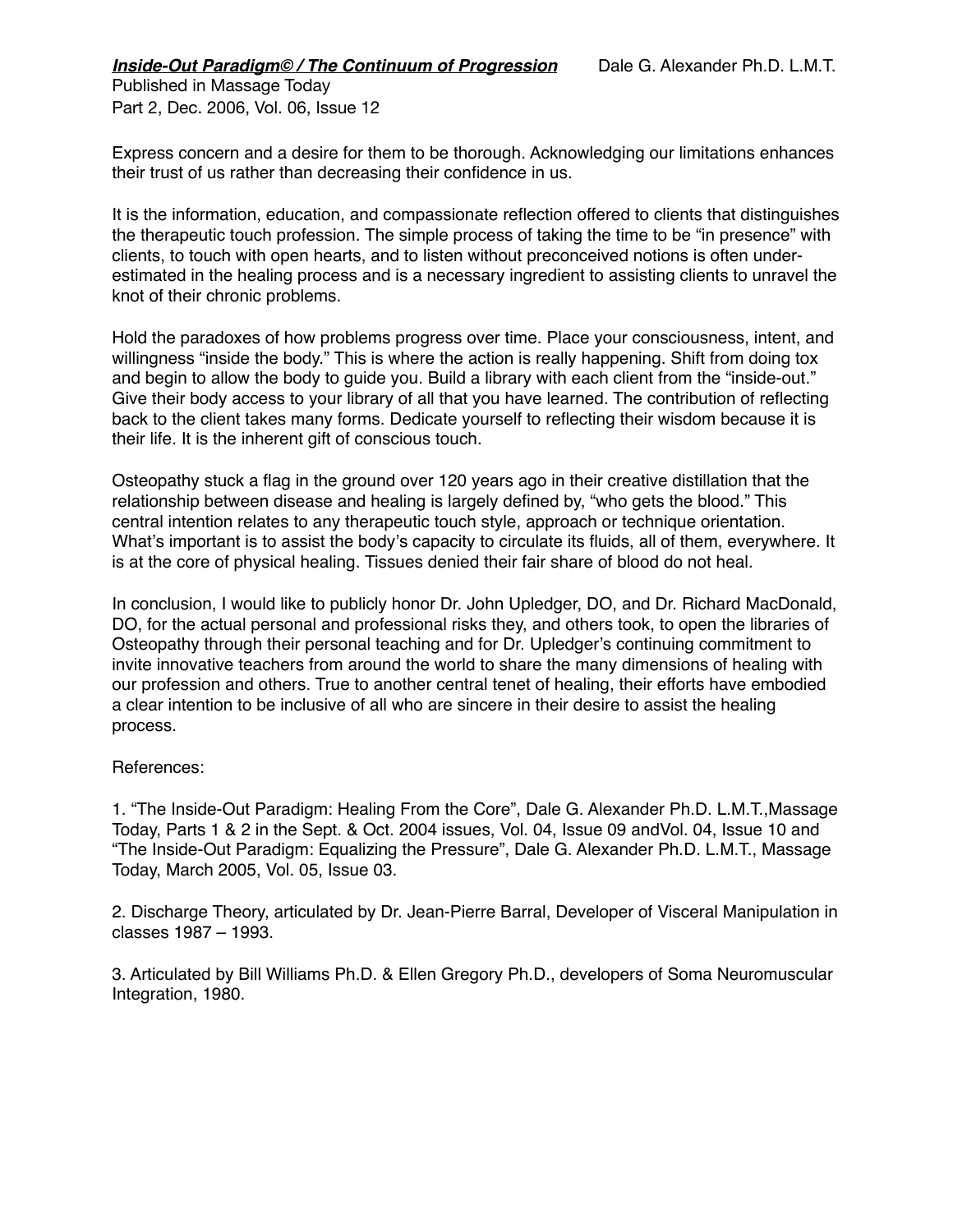Express concern and a desire for them to be thorough. Acknowledging our limitations enhances their trust of us rather than decreasing their confidence in us.

It is the information, education, and compassionate reflection offered to clients that distinguishes the therapeutic touch profession. The simple process of taking the time to be "in presence" with clients, to touch with open hearts, and to listen without preconceived notions is often under-estimated in the healing process and is a necessary ingredient to assisting clients to unravel the knot of their chronic problems.

Hold the paradoxes of how problems progress over time. Place your consciousness, intent, and willingness "inside the body." This is where the action is really happening. Shift from doing tox and begin to allow the body to guide you. Build a library with each client from the "inside-out." Give their body access to your library of all that you have learned. The contribution of reflecting back to the client takes many forms. Dedicate yourself to reflecting their wisdom because it is their life. It is the inherent gift of conscious touch.

Osteopathy stuck a flag in the ground over 120 years ago in their creative distillation that the relationship between disease and healing is largely defined by, "who gets the blood." This central intention relates to any therapeutic touch style, approach or technique orientation. What's important is to assist the body's capacity to circulate its fluids, all of them, everywhere. It is at the core of physical healing. Tissues denied their fair share of blood do not heal.

In conclusion, I would like to publicly honor Dr. John Upledger, DO, and Dr. Richard MacDonald, DO, for the actual personal and professional risks they, and others took, to open the libraries of Osteopathy through their personal teaching and for Dr. Upledger's continuing commitment to invite innovative teachers from around the world to share the many dimensions of healing with our profession and others. True to another central tenet of healing, their efforts have embodied a clear intention to be inclusive of all who are sincere in their desire to assist the healing process.

References:

1. "The Inside-Out Paradigm: Healing From the Core", Dale G. Alexander Ph.D. L.M.T.,Massage Today, Parts 1 & 2 in the Sept. & Oct. 2004 issues, Vol. 04, Issue 09 andVol. 04, Issue 10 and "The Inside-Out Paradigm: Equalizing the Pressure", Dale G. Alexander Ph.D. L.M.T., Massage Today, March 2005, Vol. 05, Issue 03.

2. Discharge Theory, articulated by Dr. Jean-Pierre Barral, Developer of Visceral Manipulation in classes 1987 – 1993.

3. Articulated by Bill Williams Ph.D. & Ellen Gregory Ph.D., developers of Soma Neuromuscular Integration, 1980.